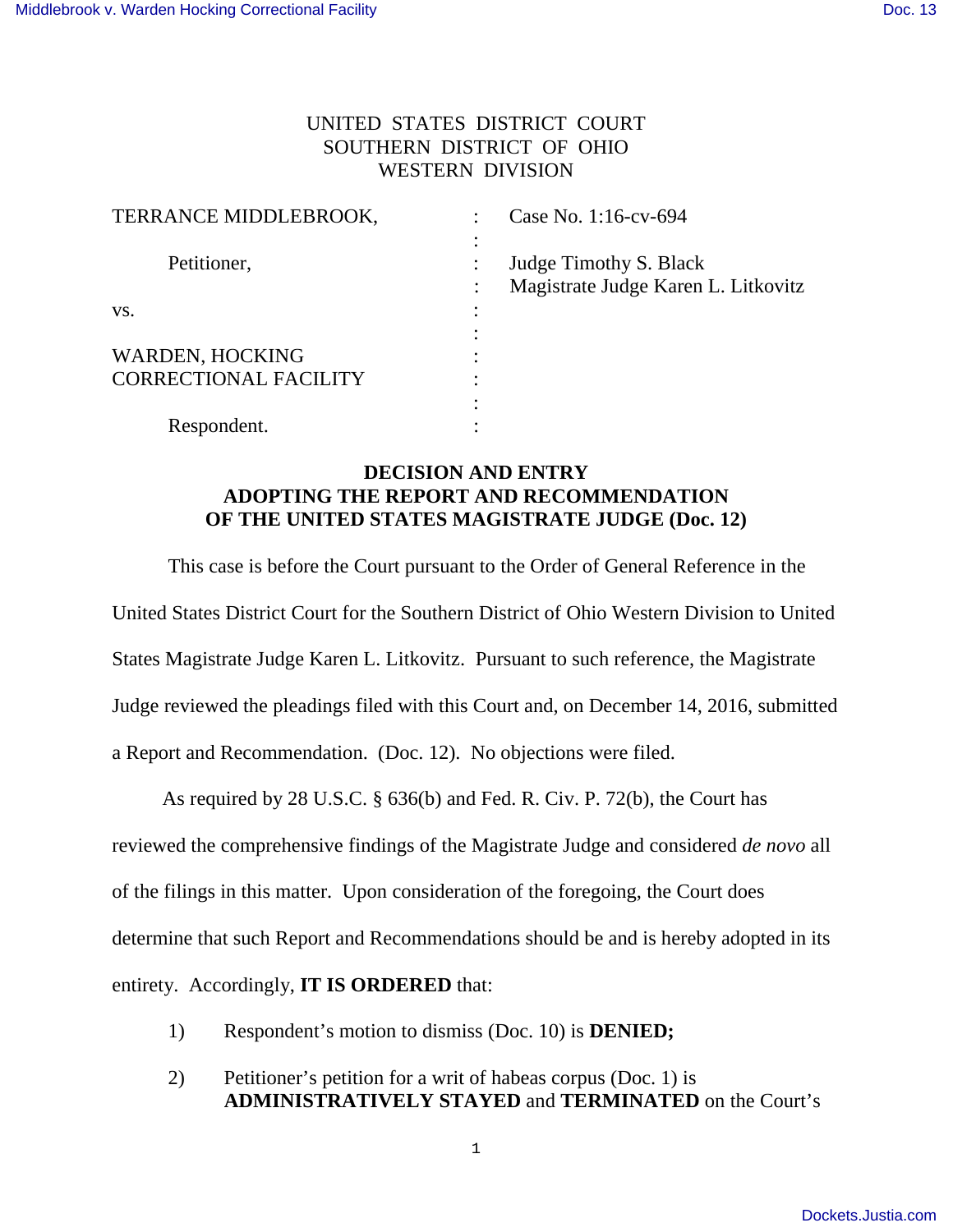UNITED STATES DISTRICT COURT
SOUTHERN DISTRICT OF OHIO
WESTERN DIVISION

| | | |
|---|---|---|
| TERRANCE MIDDLEBROOK, | : | Case No. 1:16-cv-694 |
| Petitioner, | : | Judge Timothy S. Black |
| | : | Magistrate Judge Karen L. Litkovitz |
| vs. | : | |
| WARDEN, HOCKING CORRECTIONAL FACILITY | : | |
| Respondent. | : | |

## DECISION AND ENTRY ADOPTING THE REPORT AND RECOMMENDATION OF THE UNITED STATES MAGISTRATE JUDGE (Doc. 12)

This case is before the Court pursuant to the Order of General Reference in the United States District Court for the Southern District of Ohio Western Division to United States Magistrate Judge Karen L. Litkovitz. Pursuant to such reference, the Magistrate Judge reviewed the pleadings filed with this Court and, on December 14, 2016, submitted a Report and Recommendation. (Doc. 12). No objections were filed.

As required by 28 U.S.C. § 636(b) and Fed. R. Civ. P. 72(b), the Court has reviewed the comprehensive findings of the Magistrate Judge and considered *de novo* all of the filings in this matter. Upon consideration of the foregoing, the Court does determine that such Report and Recommendations should be and is hereby adopted in its entirety. Accordingly, **IT IS ORDERED** that:

1) Respondent's motion to dismiss (Doc. 10) is **DENIED;**

2) Petitioner's petition for a writ of habeas corpus (Doc. 1) is **ADMINISTRATIVELY STAYED** and **TERMINATED** on the Court's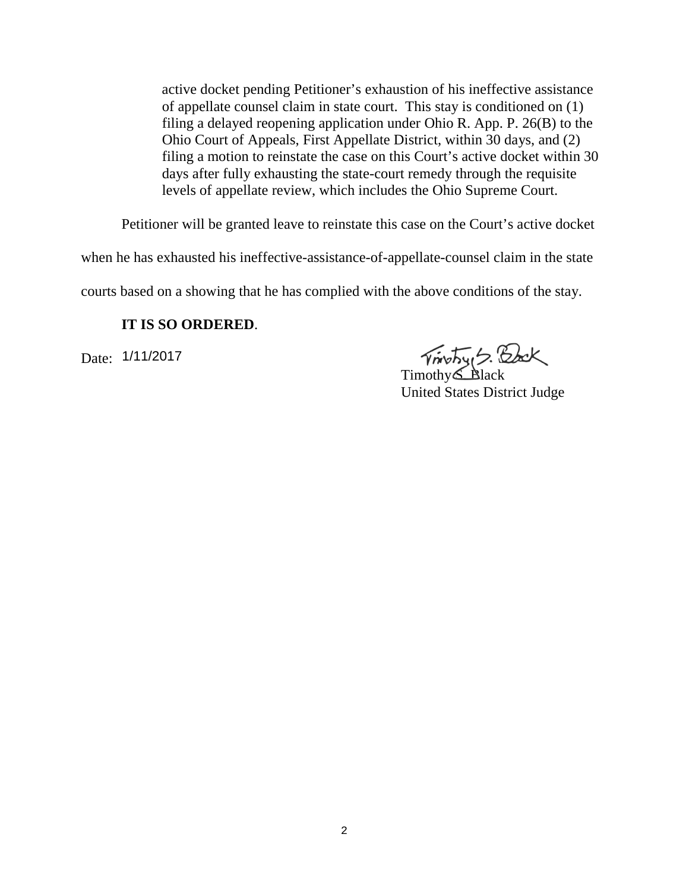> active docket pending Petitioner's exhaustion of his ineffective assistance of appellate counsel claim in state court. This stay is conditioned on (1) filing a delayed reopening application under Ohio R. App. P. 26(B) to the Ohio Court of Appeals, First Appellate District, within 30 days, and (2) filing a motion to reinstate the case on this Court's active docket within 30 days after fully exhausting the state-court remedy through the requisite levels of appellate review, which includes the Ohio Supreme Court.

Petitioner will be granted leave to reinstate this case on the Court's active docket when he has exhausted his ineffective-assistance-of-appellate-counsel claim in the state courts based on a showing that he has complied with the above conditions of the stay.

**IT IS SO ORDERED**.

Date: 1/11/2017

Timothy S. Black
United States District Judge